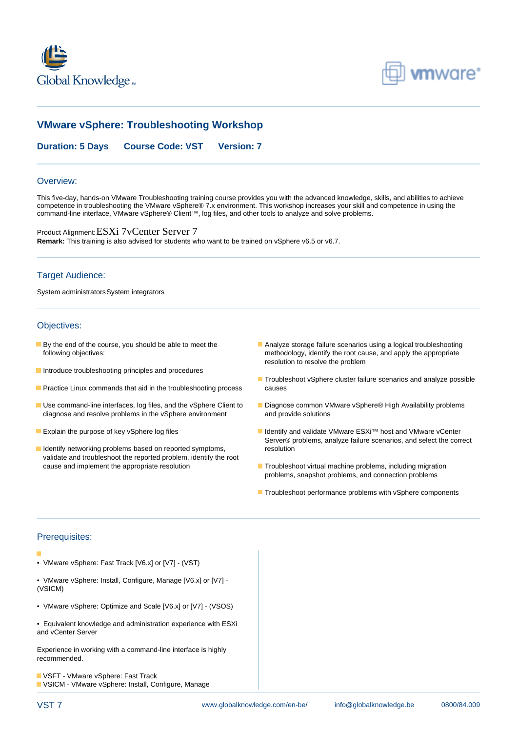# VMware vSphere: Troubleshooting Workshop

**Duration: 5 Days** **Course Code: VST** **Version: 7**

## Overview:

This five-day, hands-on VMware Troubleshooting training course provides you with the advanced knowledge, skills, and abilities to achieve competence in troubleshooting the VMware vSphere® 7.x environment. This workshop increases your skill and competence in using the command-line interface, VMware vSphere® Client™, log files, and other tools to analyze and solve problems.

Product Alignment: ESXi 7vCenter Server 7
**Remark:** This training is also advised for students who want to be trained on vSphere v6.5 or v6.7.

## Target Audience:

System administrators System integrators

## Objectives:

- By the end of the course, you should be able to meet the following objectives:
- Introduce troubleshooting principles and procedures
- Practice Linux commands that aid in the troubleshooting process
- Use command-line interfaces, log files, and the vSphere Client to diagnose and resolve problems in the vSphere environment
- Explain the purpose of key vSphere log files
- Identify networking problems based on reported symptoms, validate and troubleshoot the reported problem, identify the root cause and implement the appropriate resolution
- Analyze storage failure scenarios using a logical troubleshooting methodology, identify the root cause, and apply the appropriate resolution to resolve the problem
- Troubleshoot vSphere cluster failure scenarios and analyze possible causes
- Diagnose common VMware vSphere® High Availability problems and provide solutions
- Identify and validate VMware ESXi™ host and VMware vCenter Server® problems, analyze failure scenarios, and select the correct resolution
- Troubleshoot virtual machine problems, including migration problems, snapshot problems, and connection problems
- Troubleshoot performance problems with vSphere components

## Prerequisites:

- • VMware vSphere: Fast Track [V6.x] or [V7] - (VST)

  • VMware vSphere: Install, Configure, Manage [V6.x] or [V7] - (VSICM)

  • VMware vSphere: Optimize and Scale [V6.x] or [V7] - (VSOS)

  • Equivalent knowledge and administration experience with ESXi and vCenter Server

  Experience in working with a command-line interface is highly recommended.

- VSFT - VMware vSphere: Fast Track
- VSICM - VMware vSphere: Install, Configure, Manage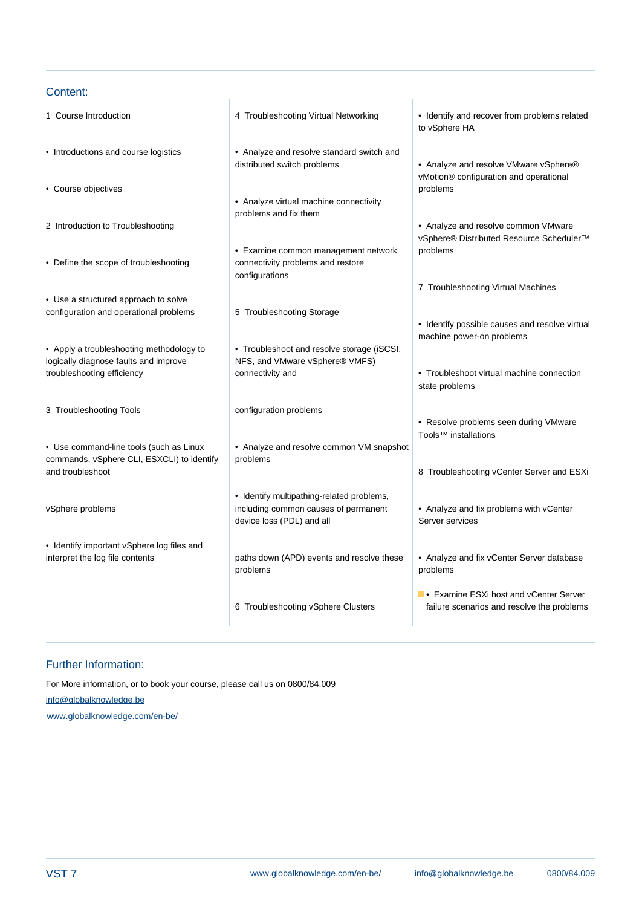## Content:

1 Course Introduction

- Introductions and course logistics
- Course objectives

2 Introduction to Troubleshooting

- Define the scope of troubleshooting
- Use a structured approach to solve configuration and operational problems
- Apply a troubleshooting methodology to logically diagnose faults and improve troubleshooting efficiency

3 Troubleshooting Tools

- Use command-line tools (such as Linux commands, vSphere CLI, ESXCLI) to identify and troubleshoot vSphere problems
- Identify important vSphere log files and interpret the log file contents

4 Troubleshooting Virtual Networking

- Analyze and resolve standard switch and distributed switch problems
- Analyze virtual machine connectivity problems and fix them
- Examine common management network connectivity problems and restore configurations

5 Troubleshooting Storage

- Troubleshoot and resolve storage (iSCSI, NFS, and VMware vSphere® VMFS) connectivity and configuration problems
- Analyze and resolve common VM snapshot problems
- Identify multipathing-related problems, including common causes of permanent device loss (PDL) and all paths down (APD) events and resolve these problems

6 Troubleshooting vSphere Clusters

- Identify and recover from problems related to vSphere HA
- Analyze and resolve VMware vSphere® vMotion® configuration and operational problems
- Analyze and resolve common VMware vSphere® Distributed Resource Scheduler™ problems

7 Troubleshooting Virtual Machines

- Identify possible causes and resolve virtual machine power-on problems
- Troubleshoot virtual machine connection state problems
- Resolve problems seen during VMware Tools™ installations

8 Troubleshooting vCenter Server and ESXi

- Analyze and fix problems with vCenter Server services
- Analyze and fix vCenter Server database problems
- Examine ESXi host and vCenter Server failure scenarios and resolve the problems

## Further Information:

For More information, or to book your course, please call us on 0800/84.009

info@globalknowledge.be

www.globalknowledge.com/en-be/